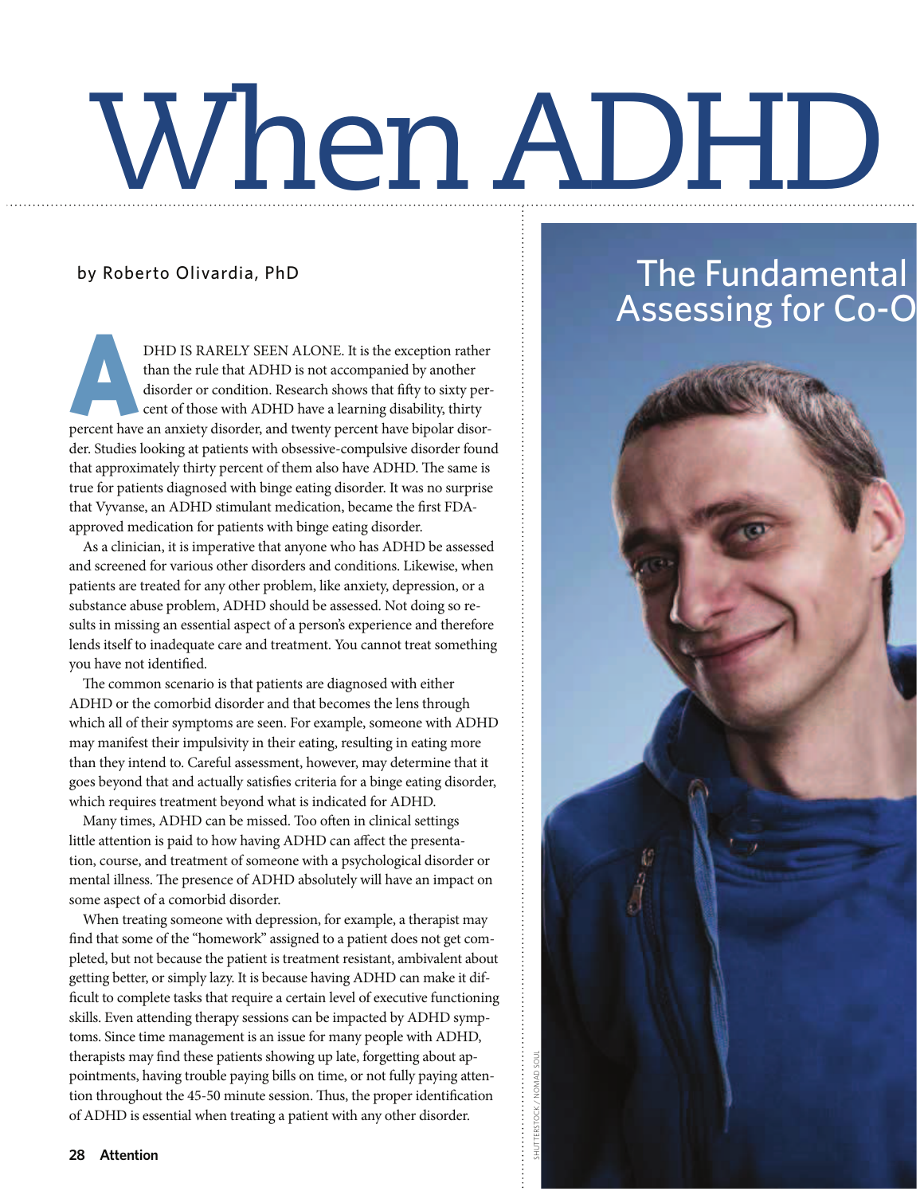# When ADHD

## The Fundamental Assessing for Co-O

by Roberto Olivardia, PhD

ADHD IS RARELY SEEN ALONE. It is the exception rather than the rule that ADHD is not accompanied by another disorder or condition. Research shows that fifty to sixty percent of those with ADHD have a learning disability, thirty percent have an anxiety disorder, and twenty percent have bipolar disorder. Studies looking at patients with obsessive-compulsive disorder found that approximately thirty percent of them also have ADHD. The same is true for patients diagnosed with binge eating disorder. It was no surprise that Vyvanse, an ADHD stimulant medication, became the first FDA-approved medication for patients with binge eating disorder.

As a clinician, it is imperative that anyone who has ADHD be assessed and screened for various other disorders and conditions. Likewise, when patients are treated for any other problem, like anxiety, depression, or a substance abuse problem, ADHD should be assessed. Not doing so results in missing an essential aspect of a person's experience and therefore lends itself to inadequate care and treatment. You cannot treat something you have not identified.

The common scenario is that patients are diagnosed with either ADHD or the comorbid disorder and that becomes the lens through which all of their symptoms are seen. For example, someone with ADHD may manifest their impulsivity in their eating, resulting in eating more than they intend to. Careful assessment, however, may determine that it goes beyond that and actually satisfies criteria for a binge eating disorder, which requires treatment beyond what is indicated for ADHD.

Many times, ADHD can be missed. Too often in clinical settings little attention is paid to how having ADHD can affect the presentation, course, and treatment of someone with a psychological disorder or mental illness. The presence of ADHD absolutely will have an impact on some aspect of a comorbid disorder.

When treating someone with depression, for example, a therapist may find that some of the "homework" assigned to a patient does not get completed, but not because the patient is treatment resistant, ambivalent about getting better, or simply lazy. It is because having ADHD can make it difficult to complete tasks that require a certain level of executive functioning skills. Even attending therapy sessions can be impacted by ADHD symptoms. Since time management is an issue for many people with ADHD, therapists may find these patients showing up late, forgetting about appointments, having trouble paying bills on time, or not fully paying attention throughout the 45-50 minute session. Thus, the proper identification of ADHD is essential when treating a patient with any other disorder.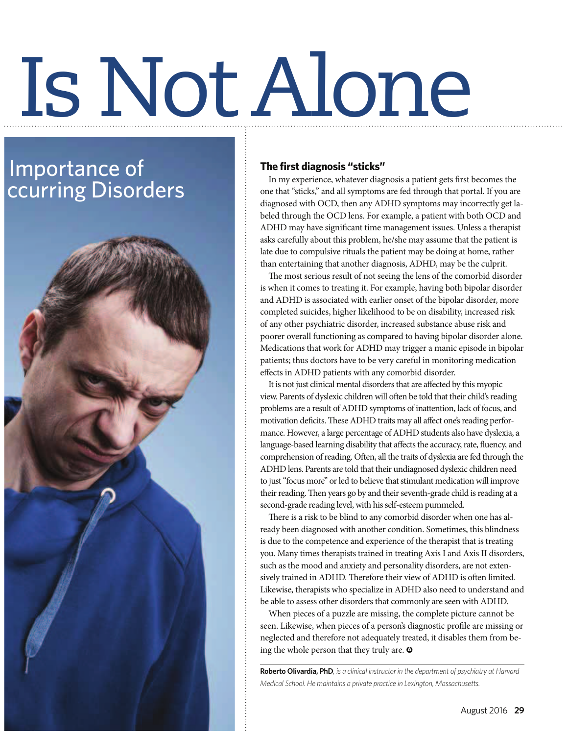# Is Not Alone

## Importance of
## ccurring Disorders

### The first diagnosis "sticks"

In my experience, whatever diagnosis a patient gets first becomes the one that "sticks," and all symptoms are fed through that portal. If you are diagnosed with OCD, then any ADHD symptoms may incorrectly get labeled through the OCD lens. For example, a patient with both OCD and ADHD may have significant time management issues. Unless a therapist asks carefully about this problem, he/she may assume that the patient is late due to compulsive rituals the patient may be doing at home, rather than entertaining that another diagnosis, ADHD, may be the culprit.

The most serious result of not seeing the lens of the comorbid disorder is when it comes to treating it. For example, having both bipolar disorder and ADHD is associated with earlier onset of the bipolar disorder, more completed suicides, higher likelihood to be on disability, increased risk of any other psychiatric disorder, increased substance abuse risk and poorer overall functioning as compared to having bipolar disorder alone. Medications that work for ADHD may trigger a manic episode in bipolar patients; thus doctors have to be very careful in monitoring medication effects in ADHD patients with any comorbid disorder.

It is not just clinical mental disorders that are affected by this myopic view. Parents of dyslexic children will often be told that their child's reading problems are a result of ADHD symptoms of inattention, lack of focus, and motivation deficits. These ADHD traits may all affect one's reading performance. However, a large percentage of ADHD students also have dyslexia, a language-based learning disability that affects the accuracy, rate, fluency, and comprehension of reading. Often, all the traits of dyslexia are fed through the ADHD lens. Parents are told that their undiagnosed dyslexic children need to just "focus more" or led to believe that stimulant medication will improve their reading. Then years go by and their seventh-grade child is reading at a second-grade reading level, with his self-esteem pummeled.

There is a risk to be blind to any comorbid disorder when one has already been diagnosed with another condition. Sometimes, this blindness is due to the competence and experience of the therapist that is treating you. Many times therapists trained in treating Axis I and Axis II disorders, such as the mood and anxiety and personality disorders, are not extensively trained in ADHD. Therefore their view of ADHD is often limited. Likewise, therapists who specialize in ADHD also need to understand and be able to assess other disorders that commonly are seen with ADHD.

When pieces of a puzzle are missing, the complete picture cannot be seen. Likewise, when pieces of a person's diagnostic profile are missing or neglected and therefore not adequately treated, it disables them from being the whole person that they truly are.

---

**Roberto Olivardia, PhD**, *is a clinical instructor in the department of psychiatry at Harvard Medical School. He maintains a private practice in Lexington, Massachusetts.*